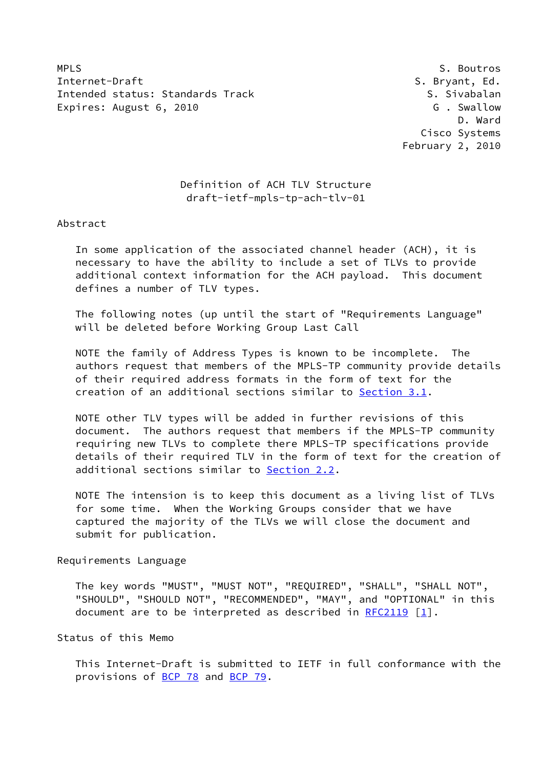MPLS | S. Boutros
Internet-Draft | S. Bryant, Ed.
Intended status: Standards Track | S. Sivabalan
Expires: August 6, 2010 | G . Swallow
D. Ward
Cisco Systems
February 2, 2010

# Definition of ACH TLV Structure
draft-ietf-mpls-tp-ach-tlv-01

## Abstract

In some application of the associated channel header (ACH), it is necessary to have the ability to include a set of TLVs to provide additional context information for the ACH payload. This document defines a number of TLV types.

The following notes (up until the start of "Requirements Language" will be deleted before Working Group Last Call

NOTE the family of Address Types is known to be incomplete. The authors request that members of the MPLS-TP community provide details of their required address formats in the form of text for the creation of an additional sections similar to Section 3.1.

NOTE other TLV types will be added in further revisions of this document. The authors request that members if the MPLS-TP community requiring new TLVs to complete there MPLS-TP specifications provide details of their required TLV in the form of text for the creation of additional sections similar to Section 2.2.

NOTE The intension is to keep this document as a living list of TLVs for some time. When the Working Groups consider that we have captured the majority of the TLVs we will close the document and submit for publication.

## Requirements Language

The key words "MUST", "MUST NOT", "REQUIRED", "SHALL", "SHALL NOT", "SHOULD", "SHOULD NOT", "RECOMMENDED", "MAY", and "OPTIONAL" in this document are to be interpreted as described in RFC2119 [1].

## Status of this Memo

This Internet-Draft is submitted to IETF in full conformance with the provisions of BCP 78 and BCP 79.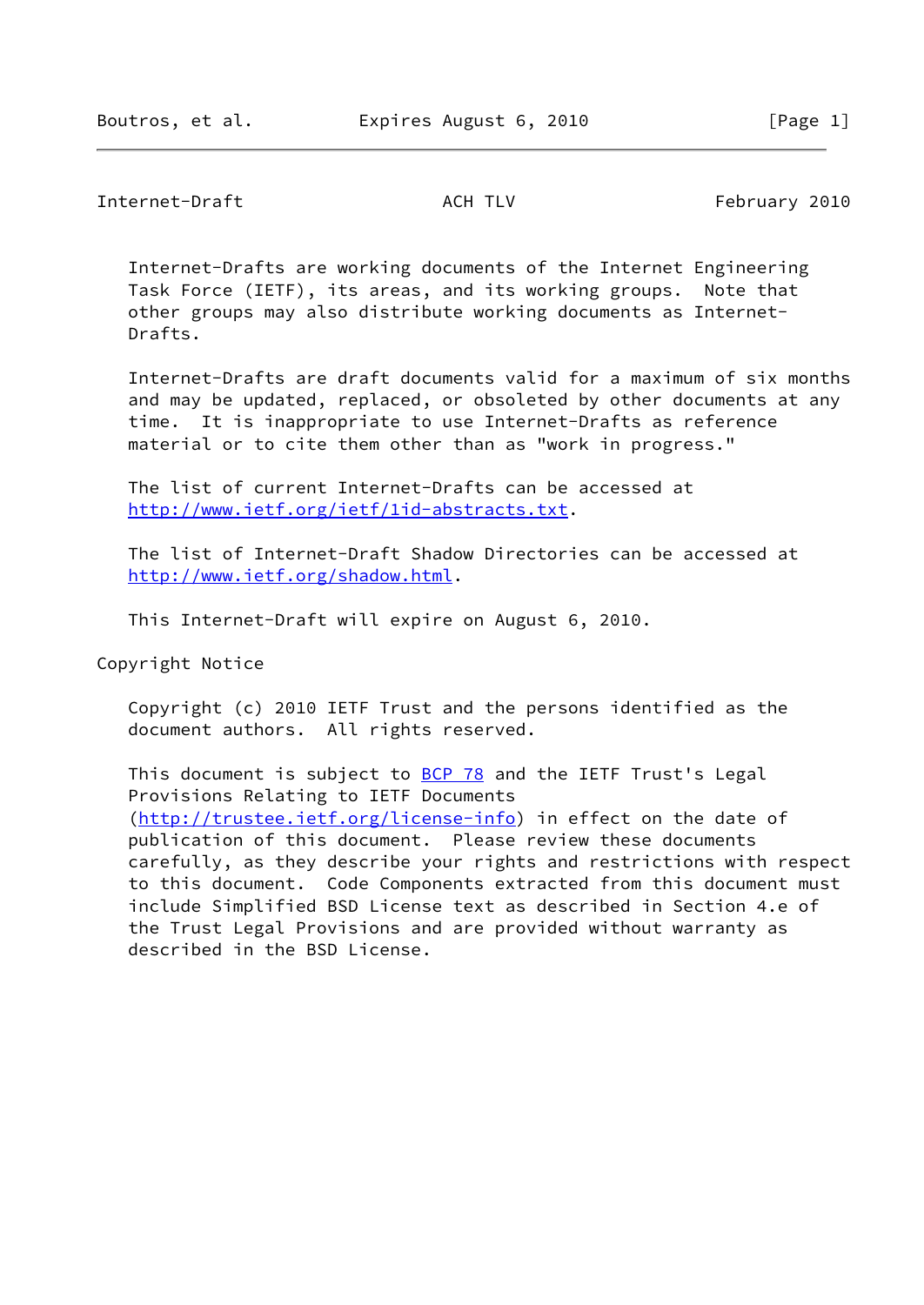Internet-Drafts are working documents of the Internet Engineering Task Force (IETF), its areas, and its working groups. Note that other groups may also distribute working documents as Internet-Drafts.

Internet-Drafts are draft documents valid for a maximum of six months and may be updated, replaced, or obsoleted by other documents at any time. It is inappropriate to use Internet-Drafts as reference material or to cite them other than as "work in progress."

The list of current Internet-Drafts can be accessed at http://www.ietf.org/ietf/1id-abstracts.txt.

The list of Internet-Draft Shadow Directories can be accessed at http://www.ietf.org/shadow.html.

This Internet-Draft will expire on August 6, 2010.

Copyright Notice

Copyright (c) 2010 IETF Trust and the persons identified as the document authors. All rights reserved.

This document is subject to BCP 78 and the IETF Trust's Legal Provisions Relating to IETF Documents (http://trustee.ietf.org/license-info) in effect on the date of publication of this document. Please review these documents carefully, as they describe your rights and restrictions with respect to this document. Code Components extracted from this document must include Simplified BSD License text as described in Section 4.e of the Trust Legal Provisions and are provided without warranty as described in the BSD License.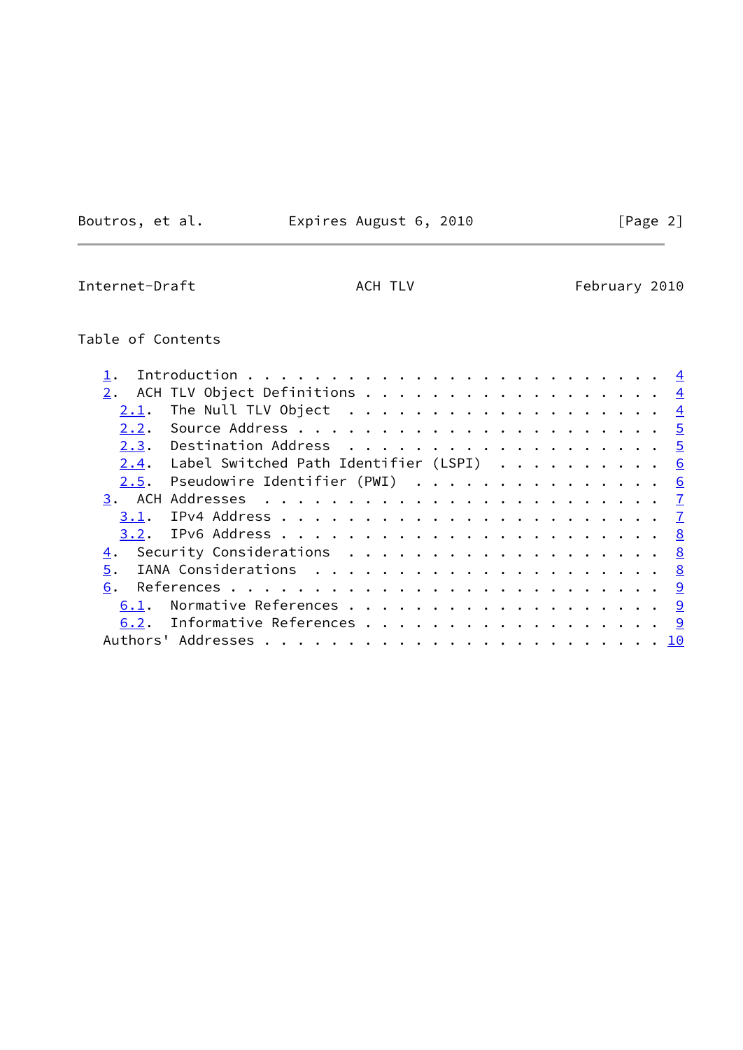Table of Contents

1. Introduction . . . . . . . . . . . . . . . . . . . . . . . . . 4
2. ACH TLV Object Definitions . . . . . . . . . . . . . . . . . . 4
   2.1. The Null TLV Object . . . . . . . . . . . . . . . . . . . 4
   2.2. Source Address . . . . . . . . . . . . . . . . . . . . . . 5
   2.3. Destination Address . . . . . . . . . . . . . . . . . . . 5
   2.4. Label Switched Path Identifier (LSPI) . . . . . . . . . . 6
   2.5. Pseudowire Identifier (PWI) . . . . . . . . . . . . . . . 6
3. ACH Addresses . . . . . . . . . . . . . . . . . . . . . . . . . 7
   3.1. IPv4 Address . . . . . . . . . . . . . . . . . . . . . . . 7
   3.2. IPv6 Address . . . . . . . . . . . . . . . . . . . . . . . 8
4. Security Considerations . . . . . . . . . . . . . . . . . . . . 8
5. IANA Considerations . . . . . . . . . . . . . . . . . . . . . . 8
6. References . . . . . . . . . . . . . . . . . . . . . . . . . . 9
   6.1. Normative References . . . . . . . . . . . . . . . . . . . 9
   6.2. Informative References . . . . . . . . . . . . . . . . . . 9
Authors' Addresses . . . . . . . . . . . . . . . . . . . . . . . . 10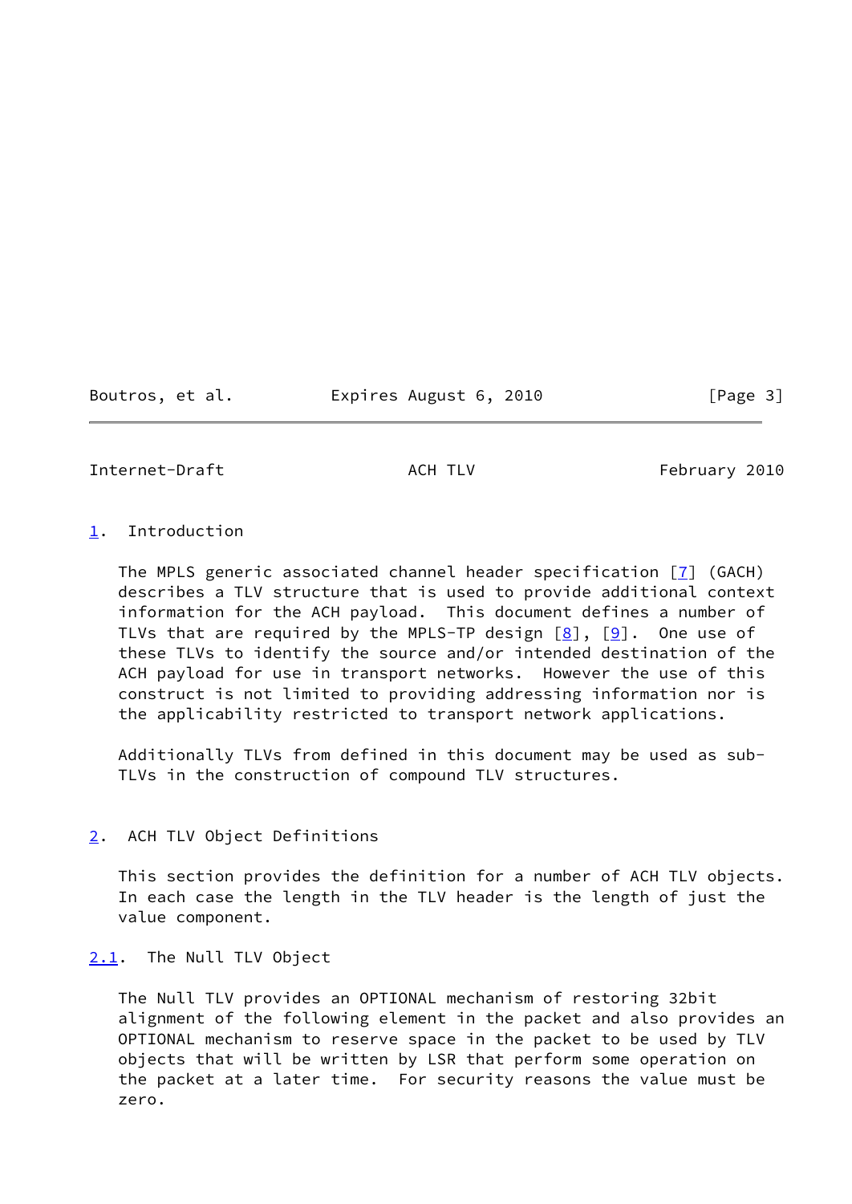## 1. Introduction

The MPLS generic associated channel header specification [7] (GACH) describes a TLV structure that is used to provide additional context information for the ACH payload. This document defines a number of TLVs that are required by the MPLS-TP design [8], [9]. One use of these TLVs to identify the source and/or intended destination of the ACH payload for use in transport networks. However the use of this construct is not limited to providing addressing information nor is the applicability restricted to transport network applications.

Additionally TLVs from defined in this document may be used as sub-TLVs in the construction of compound TLV structures.

## 2. ACH TLV Object Definitions

This section provides the definition for a number of ACH TLV objects. In each case the length in the TLV header is the length of just the value component.

### 2.1. The Null TLV Object

The Null TLV provides an OPTIONAL mechanism of restoring 32bit alignment of the following element in the packet and also provides an OPTIONAL mechanism to reserve space in the packet to be used by TLV objects that will be written by LSR that perform some operation on the packet at a later time. For security reasons the value must be zero.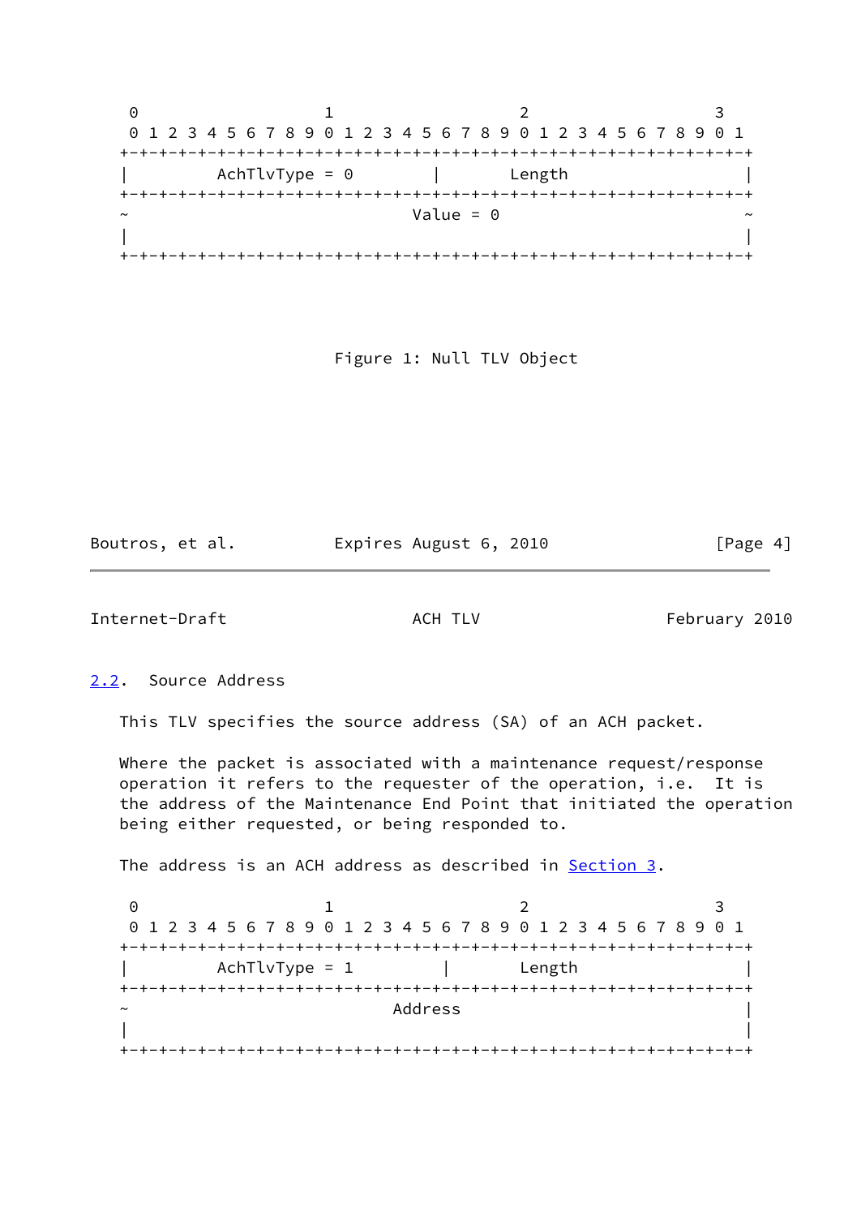```
 0                   1                   2                   3
 0 1 2 3 4 5 6 7 8 9 0 1 2 3 4 5 6 7 8 9 0 1 2 3 4 5 6 7 8 9 0 1
+-+-+-+-+-+-+-+-+-+-+-+-+-+-+-+-+-+-+-+-+-+-+-+-+-+-+-+-+-+-+-+-+
|         AchTlvType = 0        |       Length                  |
+-+-+-+-+-+-+-+-+-+-+-+-+-+-+-+-+-+-+-+-+-+-+-+-+-+-+-+-+-+-+-+-+
~                              Value = 0                        ~
|                                                               |
+-+-+-+-+-+-+-+-+-+-+-+-+-+-+-+-+-+-+-+-+-+-+-+-+-+-+-+-+-+-+-+-+
```

Figure 1: Null TLV Object

### 2.2. Source Address

This TLV specifies the source address (SA) of an ACH packet.

Where the packet is associated with a maintenance request/response operation it refers to the requester of the operation, i.e. It is the address of the Maintenance End Point that initiated the operation being either requested, or being responded to.

The address is an ACH address as described in Section 3.

```
 0                   1                   2                   3
 0 1 2 3 4 5 6 7 8 9 0 1 2 3 4 5 6 7 8 9 0 1 2 3 4 5 6 7 8 9 0 1
+-+-+-+-+-+-+-+-+-+-+-+-+-+-+-+-+-+-+-+-+-+-+-+-+-+-+-+-+-+-+-+-+
|         AchTlvType = 1         |       Length                 |
+-+-+-+-+-+-+-+-+-+-+-+-+-+-+-+-+-+-+-+-+-+-+-+-+-+-+-+-+-+-+-+-+
~                            Address                            |
|                                                               |
+-+-+-+-+-+-+-+-+-+-+-+-+-+-+-+-+-+-+-+-+-+-+-+-+-+-+-+-+-+-+-+-+
```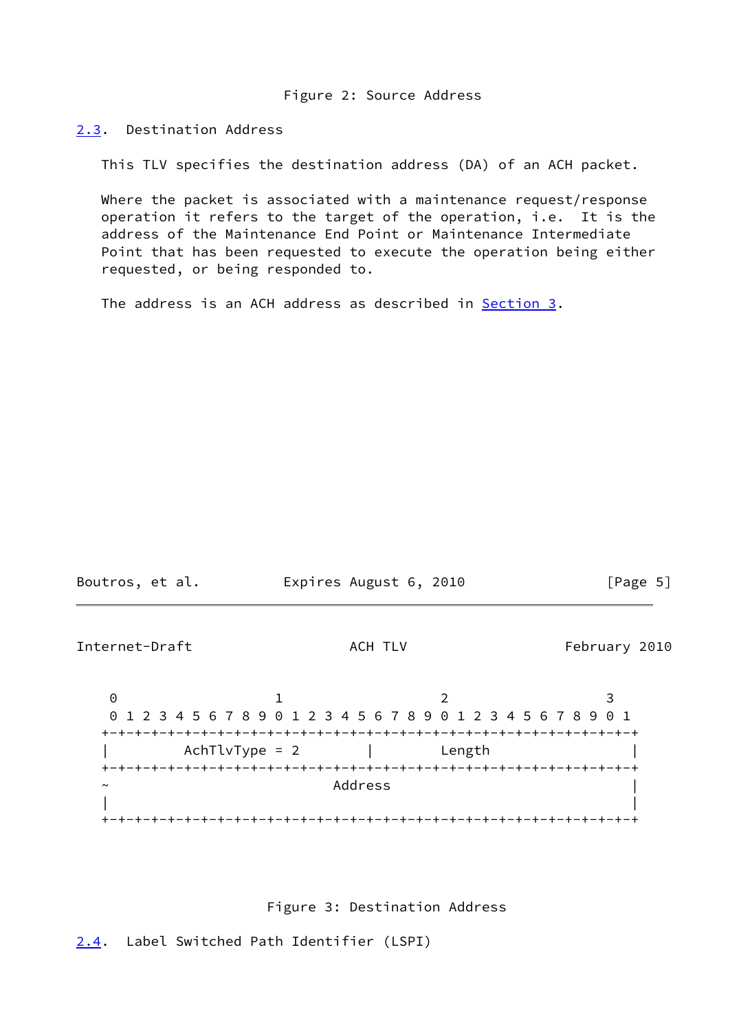Figure 2: Source Address

## 2.3. Destination Address

This TLV specifies the destination address (DA) of an ACH packet.

Where the packet is associated with a maintenance request/response operation it refers to the target of the operation, i.e. It is the address of the Maintenance End Point or Maintenance Intermediate Point that has been requested to execute the operation being either requested, or being responded to.

The address is an ACH address as described in Section 3.

```
 0                   1                   2                   3
 0 1 2 3 4 5 6 7 8 9 0 1 2 3 4 5 6 7 8 9 0 1 2 3 4 5 6 7 8 9 0 1
+-+-+-+-+-+-+-+-+-+-+-+-+-+-+-+-+-+-+-+-+-+-+-+-+-+-+-+-+-+-+-+-+
|         AchTlvType = 2        |         Length                |
+-+-+-+-+-+-+-+-+-+-+-+-+-+-+-+-+-+-+-+-+-+-+-+-+-+-+-+-+-+-+-+-+
~                            Address                            |
|                                                               |
+-+-+-+-+-+-+-+-+-+-+-+-+-+-+-+-+-+-+-+-+-+-+-+-+-+-+-+-+-+-+-+-+
```

Figure 3: Destination Address

## 2.4. Label Switched Path Identifier (LSPI)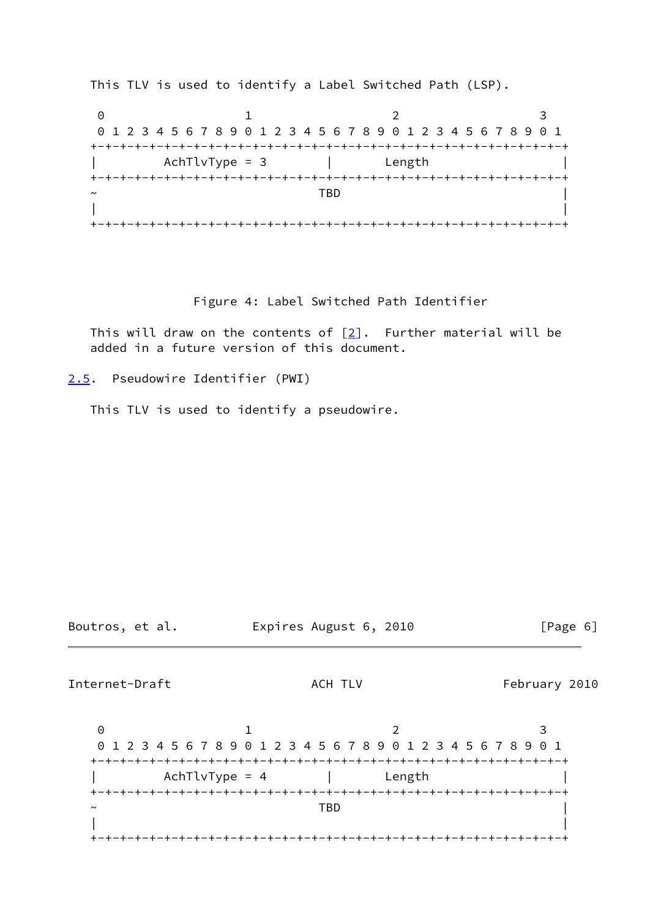This TLV is used to identify a Label Switched Path (LSP).

```
 0                   1                   2                   3
 0 1 2 3 4 5 6 7 8 9 0 1 2 3 4 5 6 7 8 9 0 1 2 3 4 5 6 7 8 9 0 1
+-+-+-+-+-+-+-+-+-+-+-+-+-+-+-+-+-+-+-+-+-+-+-+-+-+-+-+-+-+-+-+-+
|         AchTlvType = 3        |       Length                  |
+-+-+-+-+-+-+-+-+-+-+-+-+-+-+-+-+-+-+-+-+-+-+-+-+-+-+-+-+-+-+-+-+
~                              TBD                              |
|                                                               |
+-+-+-+-+-+-+-+-+-+-+-+-+-+-+-+-+-+-+-+-+-+-+-+-+-+-+-+-+-+-+-+-+
```

Figure 4: Label Switched Path Identifier

This will draw on the contents of [2]. Further material will be added in a future version of this document.

## 2.5. Pseudowire Identifier (PWI)

This TLV is used to identify a pseudowire.

```
 0                   1                   2                   3
 0 1 2 3 4 5 6 7 8 9 0 1 2 3 4 5 6 7 8 9 0 1 2 3 4 5 6 7 8 9 0 1
+-+-+-+-+-+-+-+-+-+-+-+-+-+-+-+-+-+-+-+-+-+-+-+-+-+-+-+-+-+-+-+-+
|         AchTlvType = 4        |       Length                  |
+-+-+-+-+-+-+-+-+-+-+-+-+-+-+-+-+-+-+-+-+-+-+-+-+-+-+-+-+-+-+-+-+
~                              TBD                              |
|                                                               |
+-+-+-+-+-+-+-+-+-+-+-+-+-+-+-+-+-+-+-+-+-+-+-+-+-+-+-+-+-+-+-+-+
```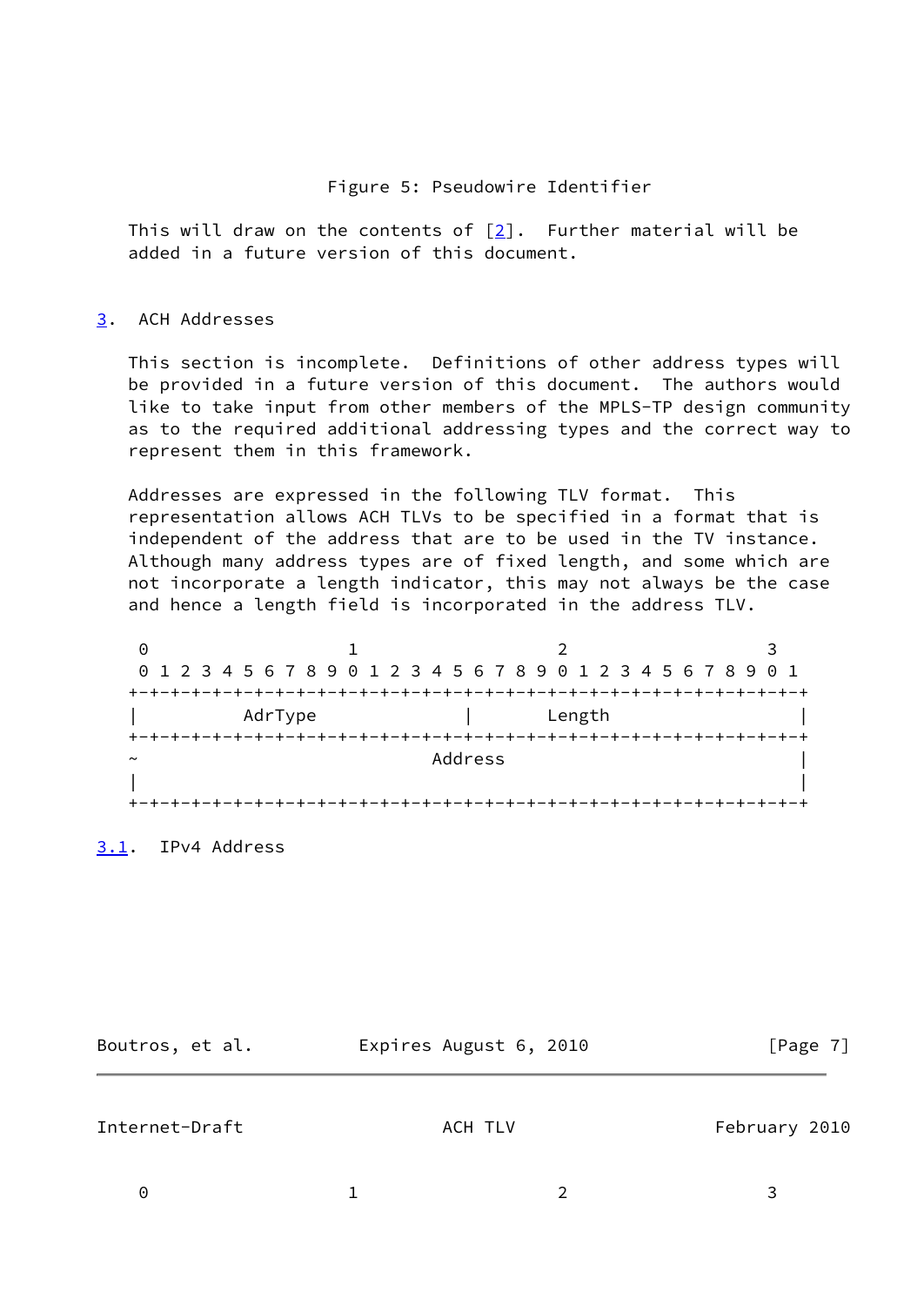Figure 5: Pseudowire Identifier

This will draw on the contents of [2]. Further material will be added in a future version of this document.

## 3. ACH Addresses

This section is incomplete. Definitions of other address types will be provided in a future version of this document. The authors would like to take input from other members of the MPLS-TP design community as to the required additional addressing types and the correct way to represent them in this framework.

Addresses are expressed in the following TLV format. This representation allows ACH TLVs to be specified in a format that is independent of the address that are to be used in the TV instance. Although many address types are of fixed length, and some which are not incorporate a length indicator, this may not always be the case and hence a length field is incorporated in the address TLV.

```
 0                   1                   2                   3
 0 1 2 3 4 5 6 7 8 9 0 1 2 3 4 5 6 7 8 9 0 1 2 3 4 5 6 7 8 9 0 1
+-+-+-+-+-+-+-+-+-+-+-+-+-+-+-+-+-+-+-+-+-+-+-+-+-+-+-+-+-+-+-+-+
|          AdrType              |       Length                  |
+-+-+-+-+-+-+-+-+-+-+-+-+-+-+-+-+-+-+-+-+-+-+-+-+-+-+-+-+-+-+-+-+
~                            Address                            |
|                                                               |
+-+-+-+-+-+-+-+-+-+-+-+-+-+-+-+-+-+-+-+-+-+-+-+-+-+-+-+-+-+-+-+-+
```

### 3.1. IPv4 Address

```
 0                   1                   2                   3
```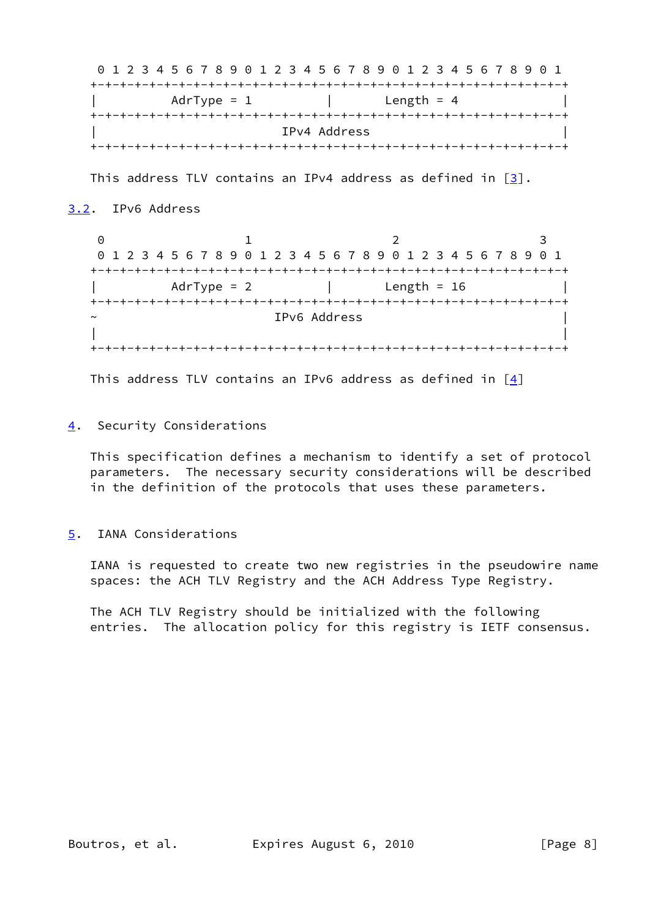```
 0 1 2 3 4 5 6 7 8 9 0 1 2 3 4 5 6 7 8 9 0 1 2 3 4 5 6 7 8 9 0 1
+-+-+-+-+-+-+-+-+-+-+-+-+-+-+-+-+-+-+-+-+-+-+-+-+-+-+-+-+-+-+-+-+
|          AdrType = 1          |       Length = 4              |
+-+-+-+-+-+-+-+-+-+-+-+-+-+-+-+-+-+-+-+-+-+-+-+-+-+-+-+-+-+-+-+-+
|                         IPv4 Address                          |
+-+-+-+-+-+-+-+-+-+-+-+-+-+-+-+-+-+-+-+-+-+-+-+-+-+-+-+-+-+-+-+-+
```

This address TLV contains an IPv4 address as defined in [3].

### 3.2. IPv6 Address

```
 0                   1                   2                   3
 0 1 2 3 4 5 6 7 8 9 0 1 2 3 4 5 6 7 8 9 0 1 2 3 4 5 6 7 8 9 0 1
+-+-+-+-+-+-+-+-+-+-+-+-+-+-+-+-+-+-+-+-+-+-+-+-+-+-+-+-+-+-+-+-+
|          AdrType = 2          |       Length = 16             |
+-+-+-+-+-+-+-+-+-+-+-+-+-+-+-+-+-+-+-+-+-+-+-+-+-+-+-+-+-+-+-+-+
~                        IPv6 Address                           |
|                                                               |
+-+-+-+-+-+-+-+-+-+-+-+-+-+-+-+-+-+-+-+-+-+-+-+-+-+-+-+-+-+-+-+-+
```

This address TLV contains an IPv6 address as defined in [4]

## 4. Security Considerations

This specification defines a mechanism to identify a set of protocol parameters. The necessary security considerations will be described in the definition of the protocols that uses these parameters.

## 5. IANA Considerations

IANA is requested to create two new registries in the pseudowire name spaces: the ACH TLV Registry and the ACH Address Type Registry.

The ACH TLV Registry should be initialized with the following entries. The allocation policy for this registry is IETF consensus.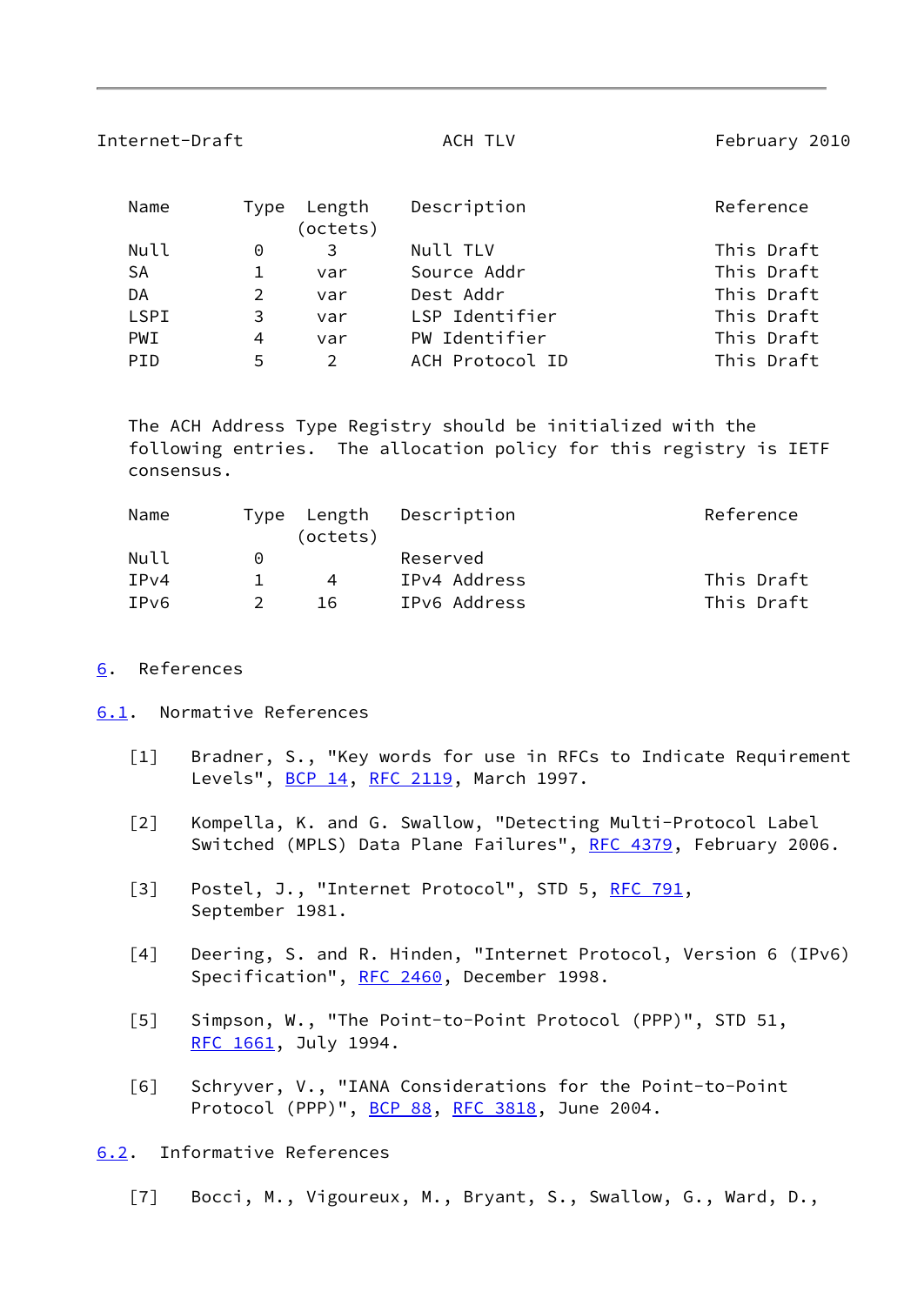| Name | Type | Length (octets) | Description | Reference |
|---|---|---|---|---|
| Null | 0 | 3 | Null TLV | This Draft |
| SA | 1 | var | Source Addr | This Draft |
| DA | 2 | var | Dest Addr | This Draft |
| LSPI | 3 | var | LSP Identifier | This Draft |
| PWI | 4 | var | PW Identifier | This Draft |
| PID | 5 | 2 | ACH Protocol ID | This Draft |

The ACH Address Type Registry should be initialized with the following entries. The allocation policy for this registry is IETF consensus.

| Name | Type | Length (octets) | Description | Reference |
|---|---|---|---|---|
| Null | 0 | | Reserved | |
| IPv4 | 1 | 4 | IPv4 Address | This Draft |
| IPv6 | 2 | 16 | IPv6 Address | This Draft |

# 6. References

## 6.1. Normative References

[1] Bradner, S., "Key words for use in RFCs to Indicate Requirement Levels", BCP 14, RFC 2119, March 1997.

[2] Kompella, K. and G. Swallow, "Detecting Multi-Protocol Label Switched (MPLS) Data Plane Failures", RFC 4379, February 2006.

[3] Postel, J., "Internet Protocol", STD 5, RFC 791, September 1981.

[4] Deering, S. and R. Hinden, "Internet Protocol, Version 6 (IPv6) Specification", RFC 2460, December 1998.

[5] Simpson, W., "The Point-to-Point Protocol (PPP)", STD 51, RFC 1661, July 1994.

[6] Schryver, V., "IANA Considerations for the Point-to-Point Protocol (PPP)", BCP 88, RFC 3818, June 2004.

## 6.2. Informative References

[7] Bocci, M., Vigoureux, M., Bryant, S., Swallow, G., Ward, D.,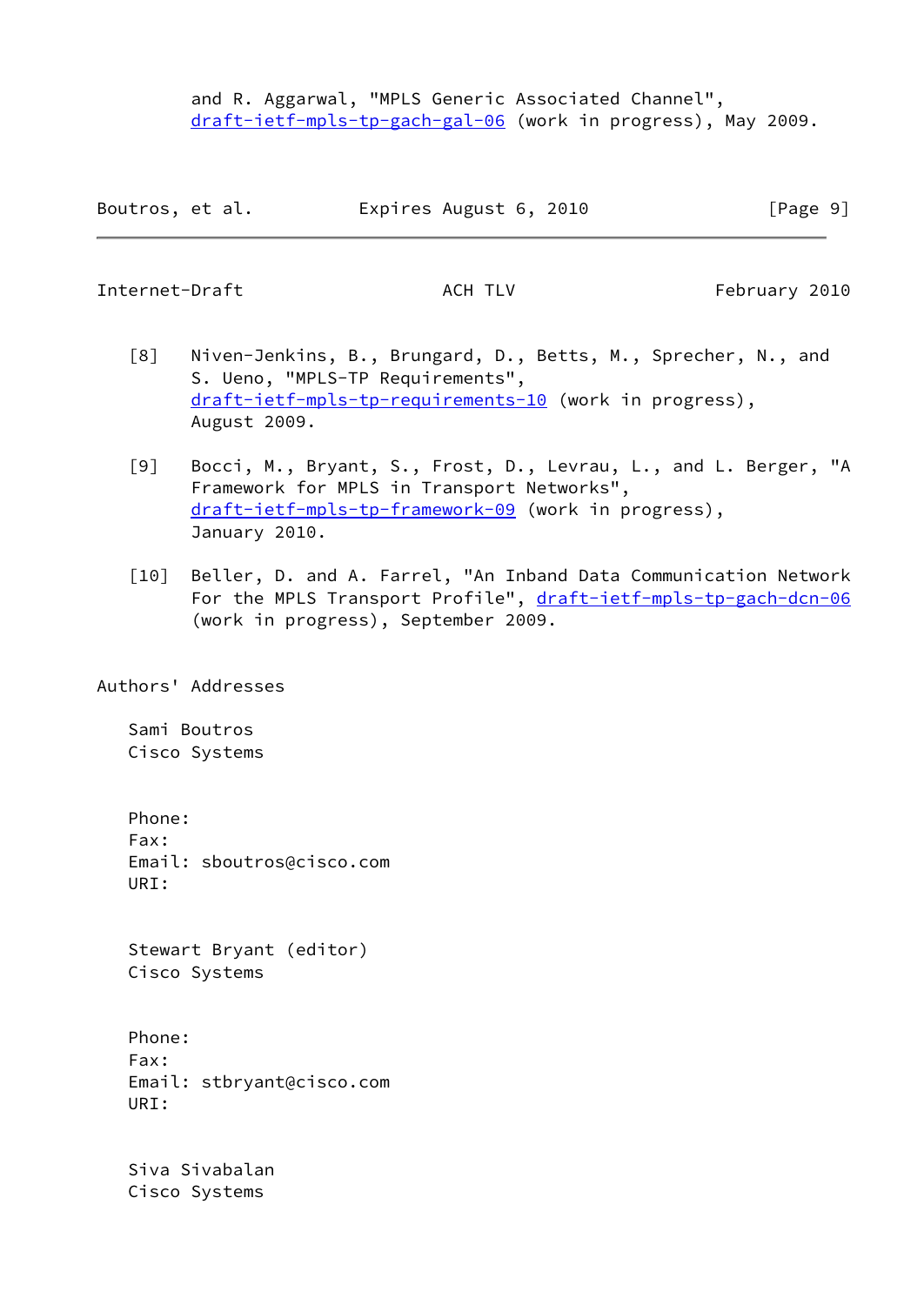and R. Aggarwal, "MPLS Generic Associated Channel", draft-ietf-mpls-tp-gach-gal-06 (work in progress), May 2009.

[8] Niven-Jenkins, B., Brungard, D., Betts, M., Sprecher, N., and S. Ueno, "MPLS-TP Requirements", draft-ietf-mpls-tp-requirements-10 (work in progress), August 2009.

[9] Bocci, M., Bryant, S., Frost, D., Levrau, L., and L. Berger, "A Framework for MPLS in Transport Networks", draft-ietf-mpls-tp-framework-09 (work in progress), January 2010.

[10] Beller, D. and A. Farrel, "An Inband Data Communication Network For the MPLS Transport Profile", draft-ietf-mpls-tp-gach-dcn-06 (work in progress), September 2009.

## Authors' Addresses

Sami Boutros
Cisco Systems

Phone:
Fax:
Email: sboutros@cisco.com
URI:

Stewart Bryant (editor)
Cisco Systems

Phone:
Fax:
Email: stbryant@cisco.com
URI:

Siva Sivabalan
Cisco Systems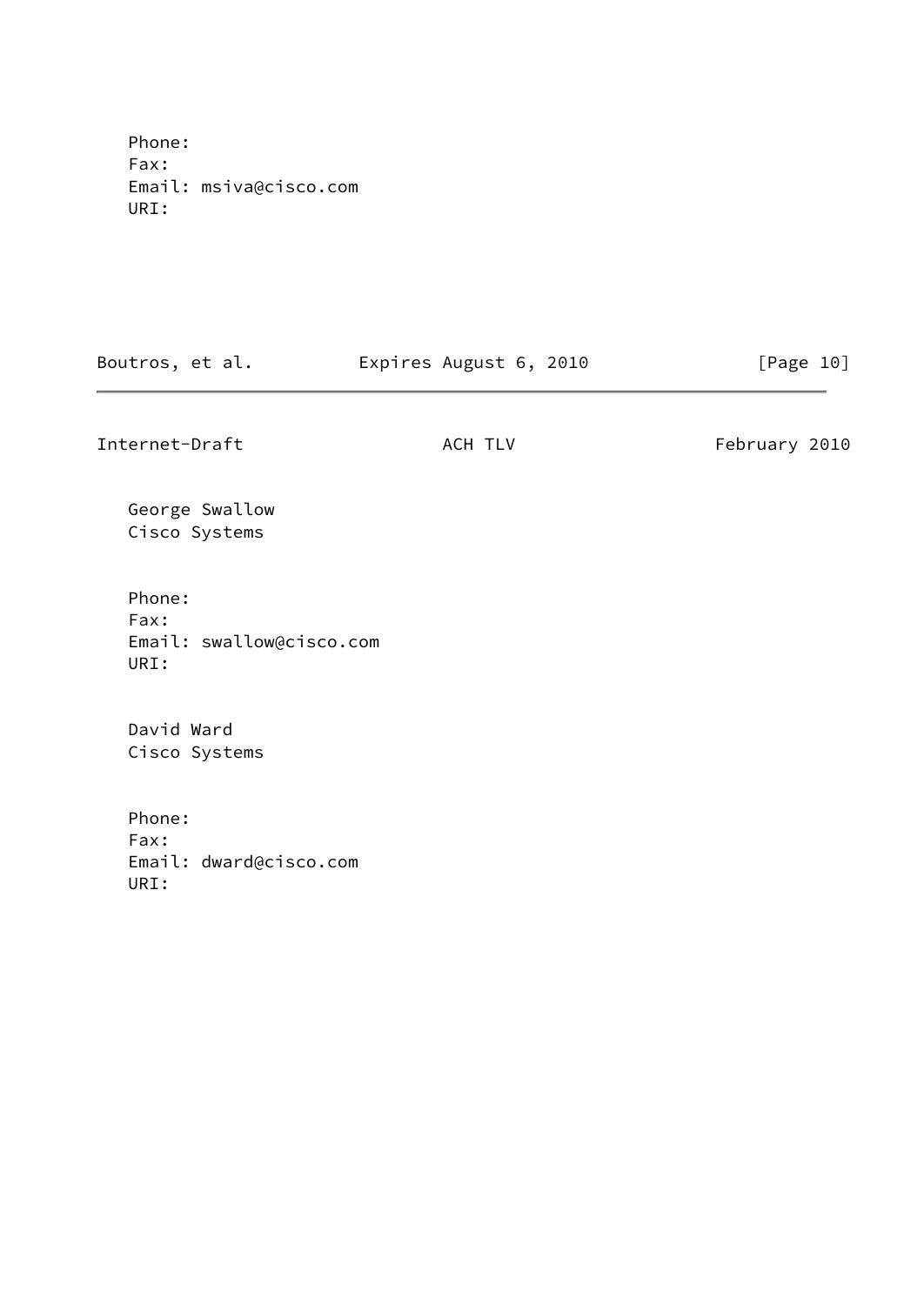Phone:
Fax:
Email: msiva@cisco.com
URI:

George Swallow
Cisco Systems

Phone:
Fax:
Email: swallow@cisco.com
URI:

David Ward
Cisco Systems

Phone:
Fax:
Email: dward@cisco.com
URI: